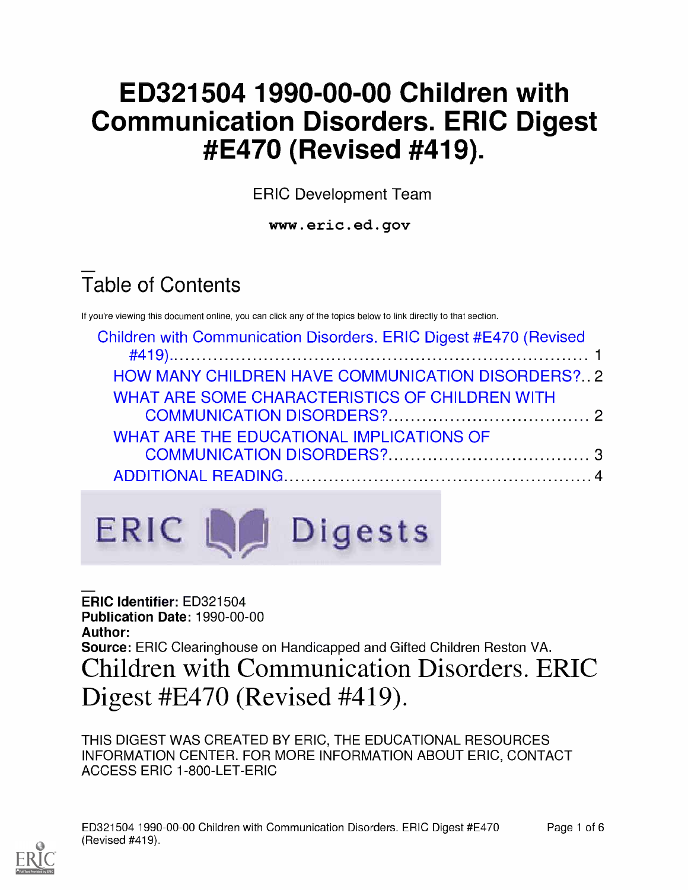# ED321504 1990-00-00 Children with Communication Disorders. ERIC Digest #E470 (Revised #419).

ERIC Development Team

www.eric.ed.gov

## Table of Contents

If you're viewing this document online, you can click any of the topics below to link directly to that section.

- Children with Communication Disorders. ERIC Digest #E470 (Revised #419).......... 1
  - HOW MANY CHILDREN HAVE COMMUNICATION DISORDERS?.. 2
  - WHAT ARE SOME CHARACTERISTICS OF CHILDREN WITH COMMUNICATION DISORDERS?.......... 2
  - WHAT ARE THE EDUCATIONAL IMPLICATIONS OF COMMUNICATION DISORDERS?.......... 3
  - ADDITIONAL READING.......... 4

ERIC Digests

**ERIC Identifier:** ED321504
**Publication Date:** 1990-00-00
**Author:**
**Source:** ERIC Clearinghouse on Handicapped and Gifted Children Reston VA.

# Children with Communication Disorders. ERIC Digest #E470 (Revised #419).

THIS DIGEST WAS CREATED BY ERIC, THE EDUCATIONAL RESOURCES INFORMATION CENTER. FOR MORE INFORMATION ABOUT ERIC, CONTACT ACCESS ERIC 1-800-LET-ERIC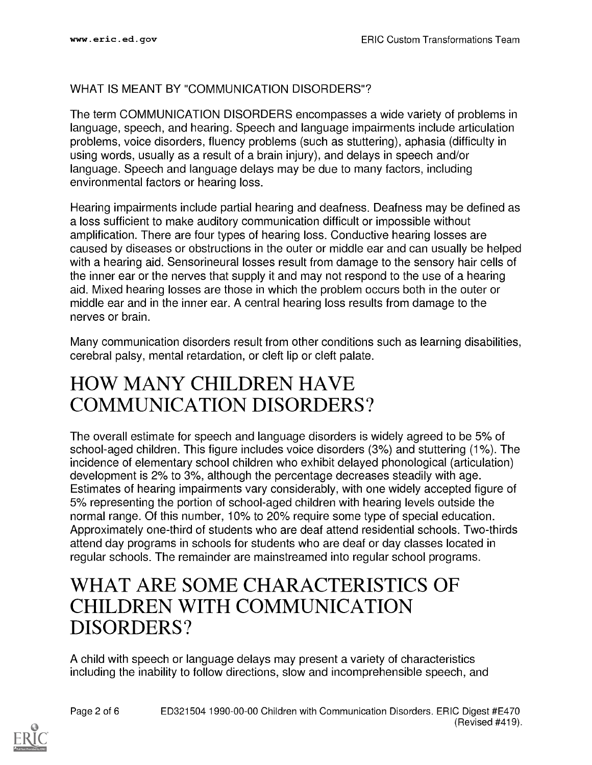WHAT IS MEANT BY "COMMUNICATION DISORDERS"?

The term COMMUNICATION DISORDERS encompasses a wide variety of problems in language, speech, and hearing. Speech and language impairments include articulation problems, voice disorders, fluency problems (such as stuttering), aphasia (difficulty in using words, usually as a result of a brain injury), and delays in speech and/or language. Speech and language delays may be due to many factors, including environmental factors or hearing loss.

Hearing impairments include partial hearing and deafness. Deafness may be defined as a loss sufficient to make auditory communication difficult or impossible without amplification. There are four types of hearing loss. Conductive hearing losses are caused by diseases or obstructions in the outer or middle ear and can usually be helped with a hearing aid. Sensorineural losses result from damage to the sensory hair cells of the inner ear or the nerves that supply it and may not respond to the use of a hearing aid. Mixed hearing losses are those in which the problem occurs both in the outer or middle ear and in the inner ear. A central hearing loss results from damage to the nerves or brain.

Many communication disorders result from other conditions such as learning disabilities, cerebral palsy, mental retardation, or cleft lip or cleft palate.

# HOW MANY CHILDREN HAVE COMMUNICATION DISORDERS?

The overall estimate for speech and language disorders is widely agreed to be 5% of school-aged children. This figure includes voice disorders (3%) and stuttering (1%). The incidence of elementary school children who exhibit delayed phonological (articulation) development is 2% to 3%, although the percentage decreases steadily with age. Estimates of hearing impairments vary considerably, with one widely accepted figure of 5% representing the portion of school-aged children with hearing levels outside the normal range. Of this number, 10% to 20% require some type of special education. Approximately one-third of students who are deaf attend residential schools. Two-thirds attend day programs in schools for students who are deaf or day classes located in regular schools. The remainder are mainstreamed into regular school programs.

# WHAT ARE SOME CHARACTERISTICS OF CHILDREN WITH COMMUNICATION DISORDERS?

A child with speech or language delays may present a variety of characteristics including the inability to follow directions, slow and incomprehensible speech, and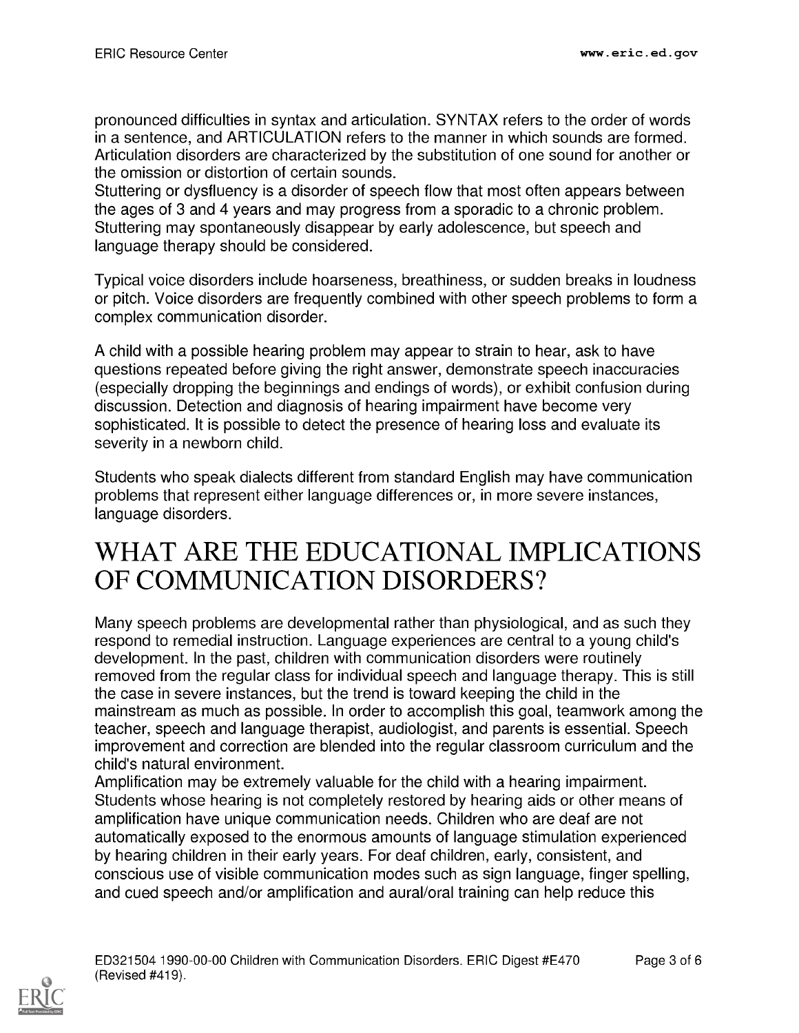pronounced difficulties in syntax and articulation. SYNTAX refers to the order of words in a sentence, and ARTICULATION refers to the manner in which sounds are formed. Articulation disorders are characterized by the substitution of one sound for another or the omission or distortion of certain sounds.

Stuttering or dysfluency is a disorder of speech flow that most often appears between the ages of 3 and 4 years and may progress from a sporadic to a chronic problem. Stuttering may spontaneously disappear by early adolescence, but speech and language therapy should be considered.

Typical voice disorders include hoarseness, breathiness, or sudden breaks in loudness or pitch. Voice disorders are frequently combined with other speech problems to form a complex communication disorder.

A child with a possible hearing problem may appear to strain to hear, ask to have questions repeated before giving the right answer, demonstrate speech inaccuracies (especially dropping the beginnings and endings of words), or exhibit confusion during discussion. Detection and diagnosis of hearing impairment have become very sophisticated. It is possible to detect the presence of hearing loss and evaluate its severity in a newborn child.

Students who speak dialects different from standard English may have communication problems that represent either language differences or, in more severe instances, language disorders.

# WHAT ARE THE EDUCATIONAL IMPLICATIONS OF COMMUNICATION DISORDERS?

Many speech problems are developmental rather than physiological, and as such they respond to remedial instruction. Language experiences are central to a young child's development. In the past, children with communication disorders were routinely removed from the regular class for individual speech and language therapy. This is still the case in severe instances, but the trend is toward keeping the child in the mainstream as much as possible. In order to accomplish this goal, teamwork among the teacher, speech and language therapist, audiologist, and parents is essential. Speech improvement and correction are blended into the regular classroom curriculum and the child's natural environment.

Amplification may be extremely valuable for the child with a hearing impairment. Students whose hearing is not completely restored by hearing aids or other means of amplification have unique communication needs. Children who are deaf are not automatically exposed to the enormous amounts of language stimulation experienced by hearing children in their early years. For deaf children, early, consistent, and conscious use of visible communication modes such as sign language, finger spelling, and cued speech and/or amplification and aural/oral training can help reduce this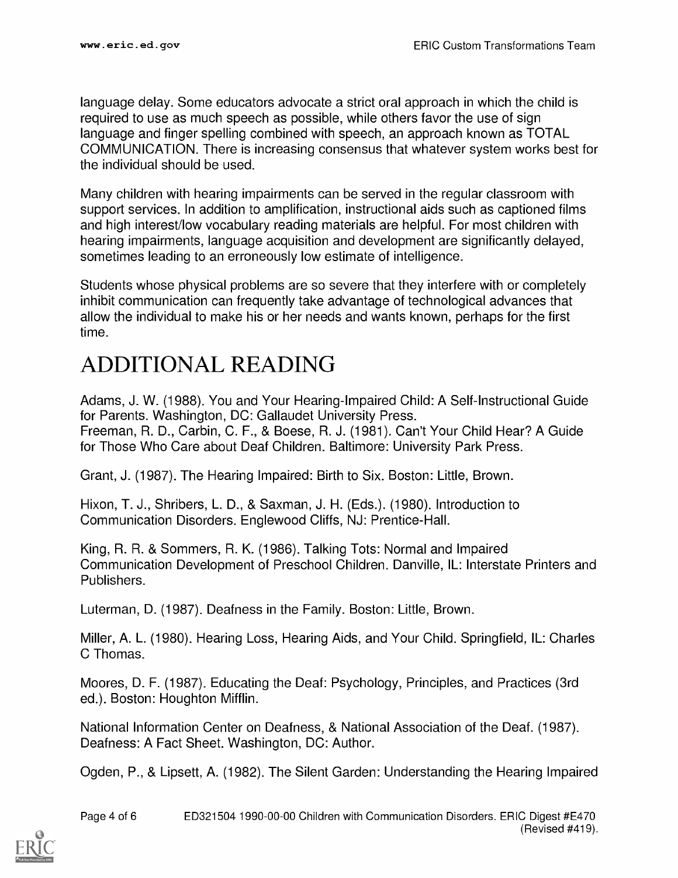language delay. Some educators advocate a strict oral approach in which the child is required to use as much speech as possible, while others favor the use of sign language and finger spelling combined with speech, an approach known as TOTAL COMMUNICATION. There is increasing consensus that whatever system works best for the individual should be used.

Many children with hearing impairments can be served in the regular classroom with support services. In addition to amplification, instructional aids such as captioned films and high interest/low vocabulary reading materials are helpful. For most children with hearing impairments, language acquisition and development are significantly delayed, sometimes leading to an erroneously low estimate of intelligence.

Students whose physical problems are so severe that they interfere with or completely inhibit communication can frequently take advantage of technological advances that allow the individual to make his or her needs and wants known, perhaps for the first time.

# ADDITIONAL READING

Adams, J. W. (1988). You and Your Hearing-Impaired Child: A Self-Instructional Guide for Parents. Washington, DC: Gallaudet University Press.
Freeman, R. D., Carbin, C. F., & Boese, R. J. (1981). Can't Your Child Hear? A Guide for Those Who Care about Deaf Children. Baltimore: University Park Press.

Grant, J. (1987). The Hearing Impaired: Birth to Six. Boston: Little, Brown.

Hixon, T. J., Shribers, L. D., & Saxman, J. H. (Eds.). (1980). Introduction to Communication Disorders. Englewood Cliffs, NJ: Prentice-Hall.

King, R. R. & Sommers, R. K. (1986). Talking Tots: Normal and Impaired Communication Development of Preschool Children. Danville, IL: Interstate Printers and Publishers.

Luterman, D. (1987). Deafness in the Family. Boston: Little, Brown.

Miller, A. L. (1980). Hearing Loss, Hearing Aids, and Your Child. Springfield, IL: Charles C Thomas.

Moores, D. F. (1987). Educating the Deaf: Psychology, Principles, and Practices (3rd ed.). Boston: Houghton Mifflin.

National Information Center on Deafness, & National Association of the Deaf. (1987). Deafness: A Fact Sheet. Washington, DC: Author.

Ogden, P., & Lipsett, A. (1982). The Silent Garden: Understanding the Hearing Impaired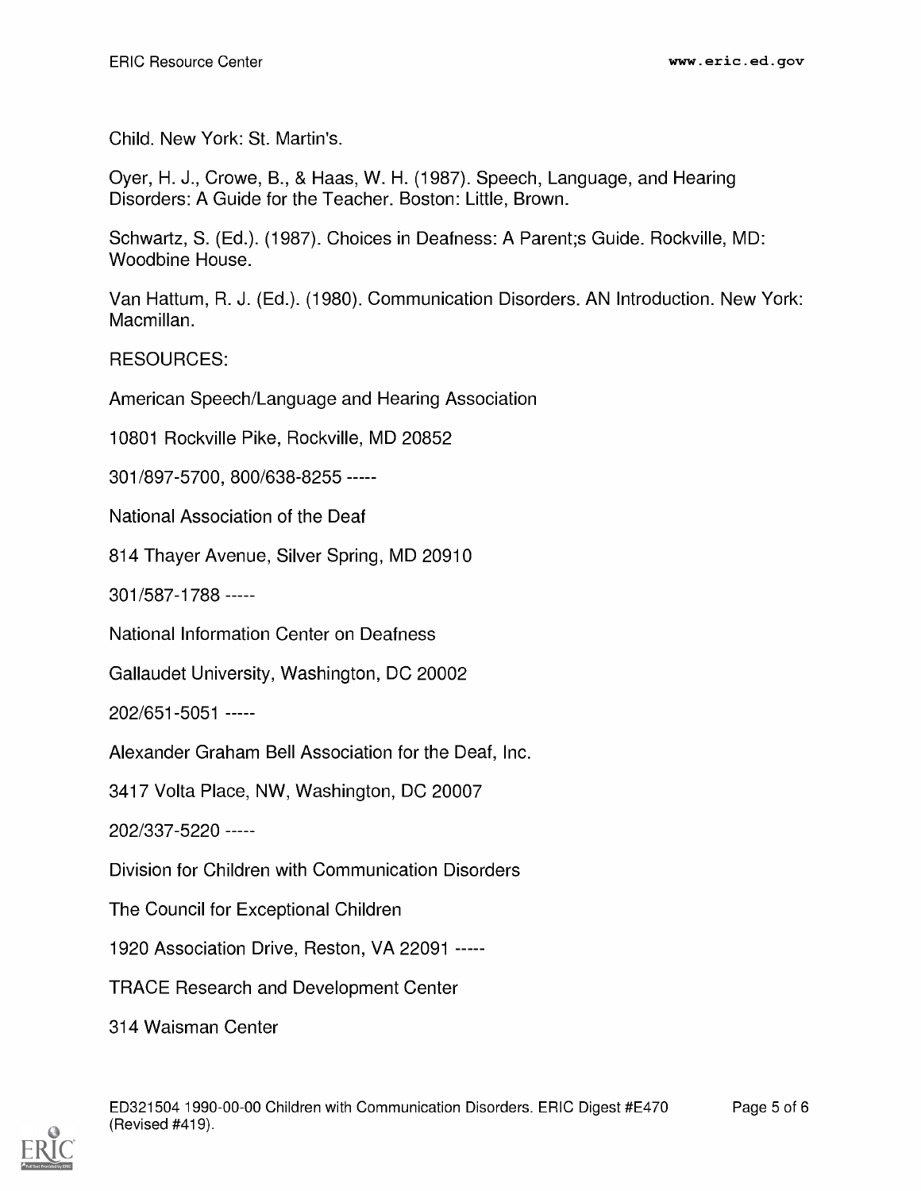Child. New York: St. Martin's.

Oyer, H. J., Crowe, B., & Haas, W. H. (1987). Speech, Language, and Hearing Disorders: A Guide for the Teacher. Boston: Little, Brown.

Schwartz, S. (Ed.). (1987). Choices in Deafness: A Parent;s Guide. Rockville, MD: Woodbine House.

Van Hattum, R. J. (Ed.). (1980). Communication Disorders. AN Introduction. New York: Macmillan.

RESOURCES:

American Speech/Language and Hearing Association

10801 Rockville Pike, Rockville, MD 20852

301/897-5700, 800/638-8255 -----

National Association of the Deaf

814 Thayer Avenue, Silver Spring, MD 20910

301/587-1788 -----

National Information Center on Deafness

Gallaudet University, Washington, DC 20002

202/651-5051 -----

Alexander Graham Bell Association for the Deaf, Inc.

3417 Volta Place, NW, Washington, DC 20007

202/337-5220 -----

Division for Children with Communication Disorders

The Council for Exceptional Children

1920 Association Drive, Reston, VA 22091 -----

TRACE Research and Development Center

314 Waisman Center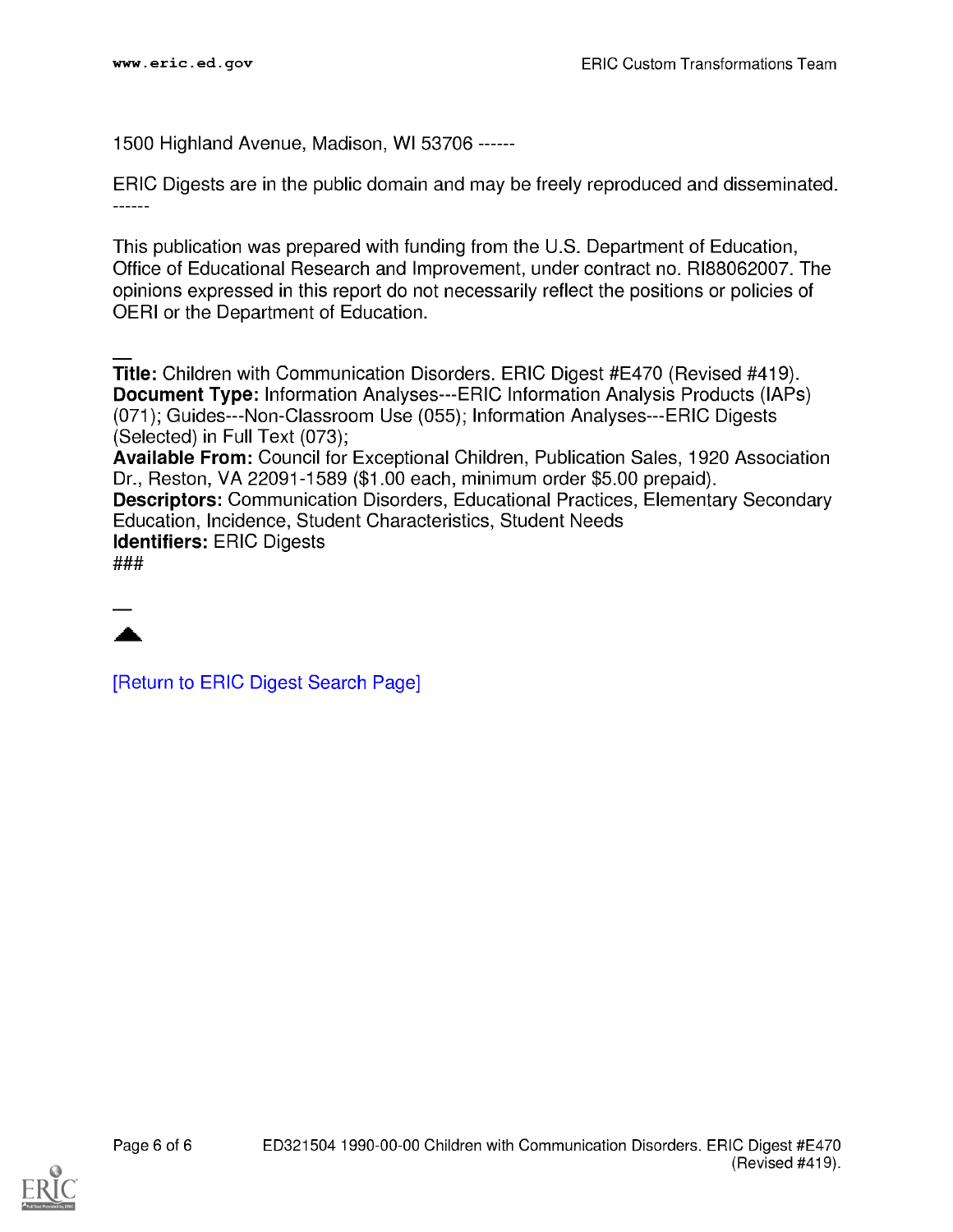1500 Highland Avenue, Madison, WI 53706 ------

ERIC Digests are in the public domain and may be freely reproduced and disseminated. ------

This publication was prepared with funding from the U.S. Department of Education, Office of Educational Research and Improvement, under contract no. RI88062007. The opinions expressed in this report do not necessarily reflect the positions or policies of OERI or the Department of Education.

---

**Title:** Children with Communication Disorders. ERIC Digest #E470 (Revised #419).
**Document Type:** Information Analyses---ERIC Information Analysis Products (IAPs) (071); Guides---Non-Classroom Use (055); Information Analyses---ERIC Digests (Selected) in Full Text (073);
**Available From:** Council for Exceptional Children, Publication Sales, 1920 Association Dr., Reston, VA 22091-1589 ($1.00 each, minimum order $5.00 prepaid).
**Descriptors:** Communication Disorders, Educational Practices, Elementary Secondary Education, Incidence, Student Characteristics, Student Needs
**Identifiers:** ERIC Digests
###

---

[Return to ERIC Digest Search Page]